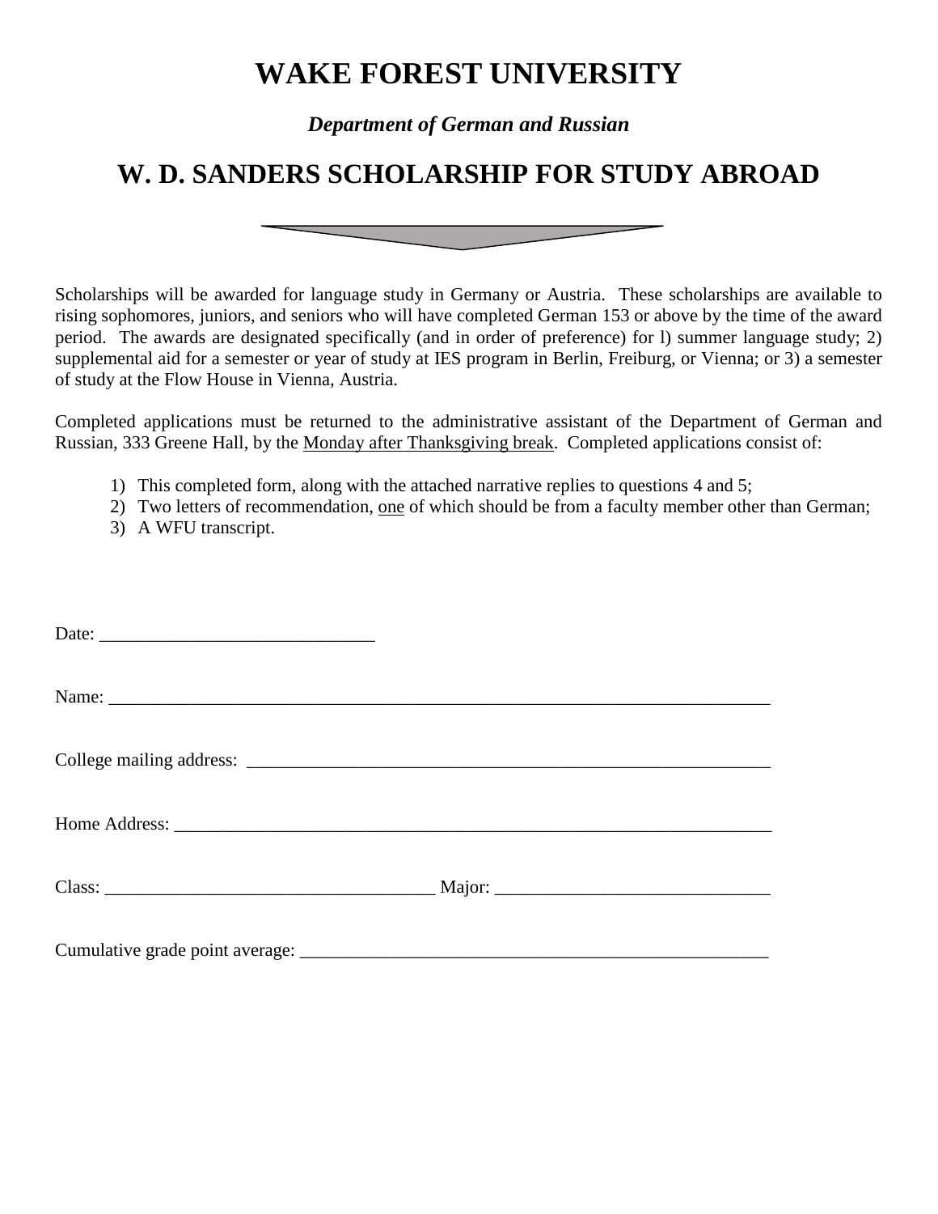# WAKE FOREST UNIVERSITY

***Department of German and Russian***

## W. D. SANDERS SCHOLARSHIP FOR STUDY ABROAD

Scholarships will be awarded for language study in Germany or Austria. These scholarships are available to rising sophomores, juniors, and seniors who will have completed German 153 or above by the time of the award period. The awards are designated specifically (and in order of preference) for l) summer language study; 2) supplemental aid for a semester or year of study at IES program in Berlin, Freiburg, or Vienna; or 3) a semester of study at the Flow House in Vienna, Austria.

Completed applications must be returned to the administrative assistant of the Department of German and Russian, 333 Greene Hall, by the <u>Monday after Thanksgiving break</u>. Completed applications consist of:

1) This completed form, along with the attached narrative replies to questions 4 and 5;
2) Two letters of recommendation, <u>one</u> of which should be from a faculty member other than German;
3) A WFU transcript.

Date: ______________________________

Name: ___________________________________________________________________________

College mailing address: _________________________________________________________

Home Address: ____________________________________________________________________

Class: ___________________________________ Major: ______________________________

Cumulative grade point average: ____________________________________________________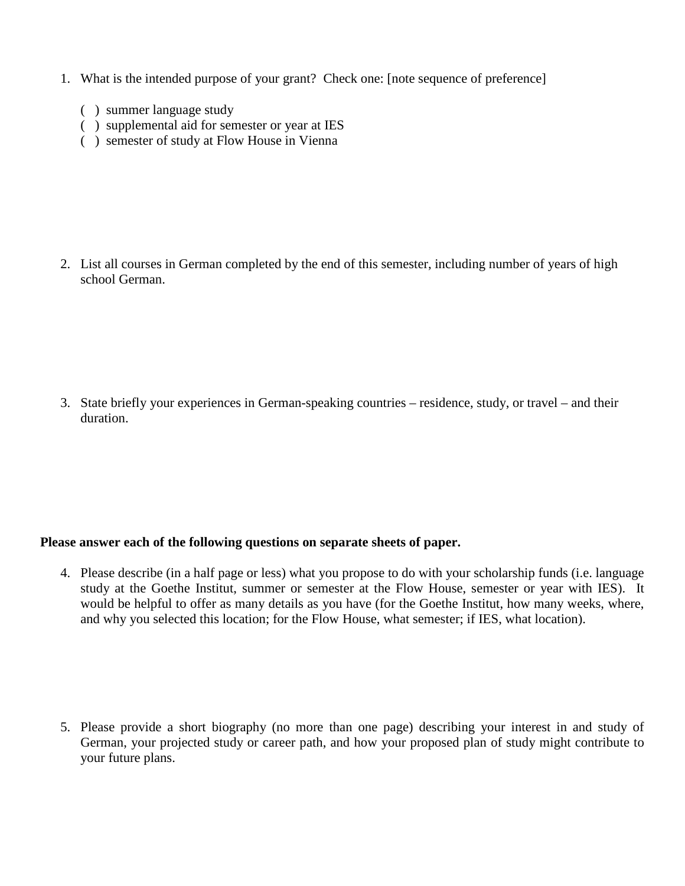1. What is the intended purpose of your grant? Check one: [note sequence of preference]

   ( ) summer language study
   ( ) supplemental aid for semester or year at IES
   ( ) semester of study at Flow House in Vienna

2. List all courses in German completed by the end of this semester, including number of years of high school German.

3. State briefly your experiences in German-speaking countries – residence, study, or travel – and their duration.

**Please answer each of the following questions on separate sheets of paper.**

4. Please describe (in a half page or less) what you propose to do with your scholarship funds (i.e. language study at the Goethe Institut, summer or semester at the Flow House, semester or year with IES). It would be helpful to offer as many details as you have (for the Goethe Institut, how many weeks, where, and why you selected this location; for the Flow House, what semester; if IES, what location).

5. Please provide a short biography (no more than one page) describing your interest in and study of German, your projected study or career path, and how your proposed plan of study might contribute to your future plans.